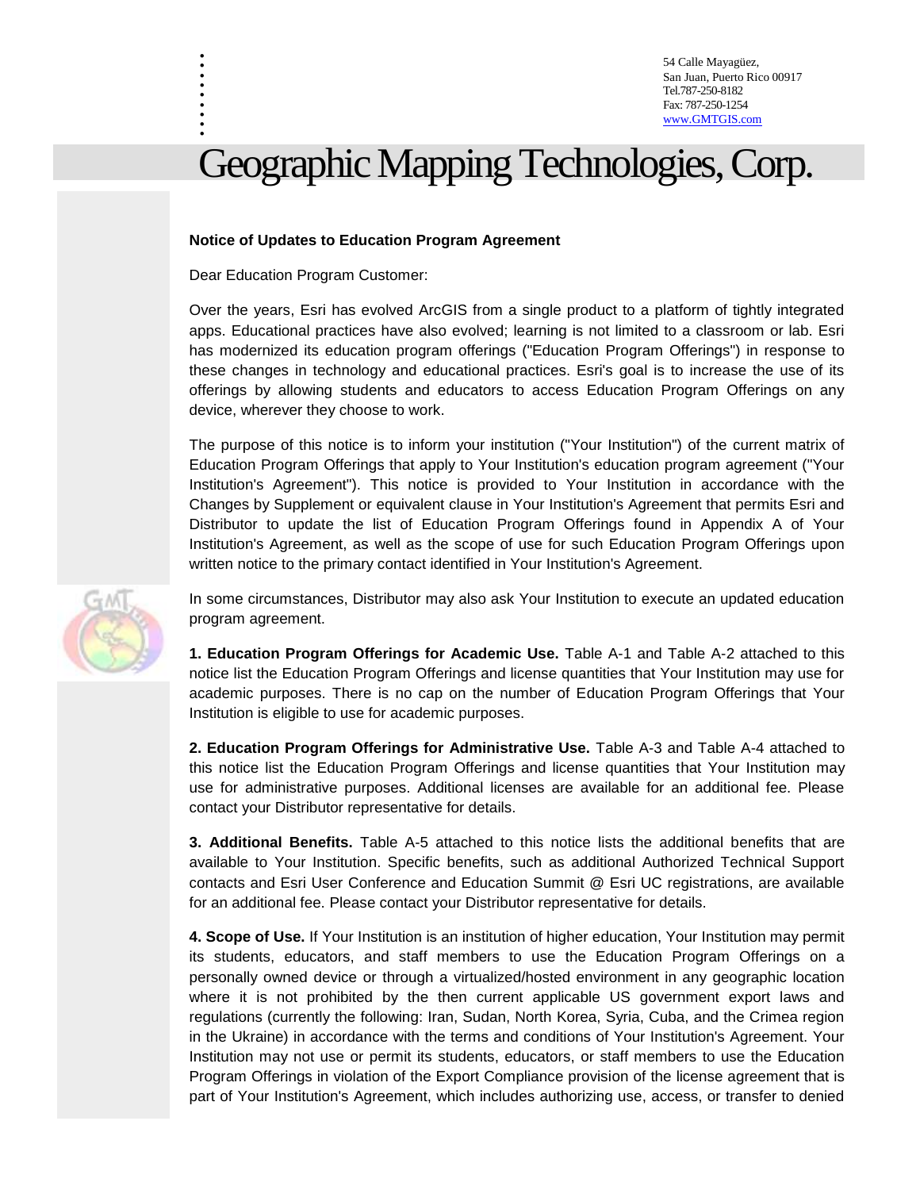54 Calle Mayagüez,
San Juan, Puerto Rico 00917
Tel.787-250-8182
Fax: 787-250-1254
www.GMTGIS.com

# Geographic Mapping Technologies, Corp.

**Notice of Updates to Education Program Agreement**

Dear Education Program Customer:

Over the years, Esri has evolved ArcGIS from a single product to a platform of tightly integrated apps. Educational practices have also evolved; learning is not limited to a classroom or lab. Esri has modernized its education program offerings ("Education Program Offerings") in response to these changes in technology and educational practices. Esri's goal is to increase the use of its offerings by allowing students and educators to access Education Program Offerings on any device, wherever they choose to work.

The purpose of this notice is to inform your institution ("Your Institution") of the current matrix of Education Program Offerings that apply to Your Institution's education program agreement ("Your Institution's Agreement"). This notice is provided to Your Institution in accordance with the Changes by Supplement or equivalent clause in Your Institution's Agreement that permits Esri and Distributor to update the list of Education Program Offerings found in Appendix A of Your Institution's Agreement, as well as the scope of use for such Education Program Offerings upon written notice to the primary contact identified in Your Institution's Agreement.

In some circumstances, Distributor may also ask Your Institution to execute an updated education program agreement.

**1. Education Program Offerings for Academic Use.** Table A-1 and Table A-2 attached to this notice list the Education Program Offerings and license quantities that Your Institution may use for academic purposes. There is no cap on the number of Education Program Offerings that Your Institution is eligible to use for academic purposes.

**2. Education Program Offerings for Administrative Use.** Table A-3 and Table A-4 attached to this notice list the Education Program Offerings and license quantities that Your Institution may use for administrative purposes. Additional licenses are available for an additional fee. Please contact your Distributor representative for details.

**3. Additional Benefits.** Table A-5 attached to this notice lists the additional benefits that are available to Your Institution. Specific benefits, such as additional Authorized Technical Support contacts and Esri User Conference and Education Summit @ Esri UC registrations, are available for an additional fee. Please contact your Distributor representative for details.

**4. Scope of Use.** If Your Institution is an institution of higher education, Your Institution may permit its students, educators, and staff members to use the Education Program Offerings on a personally owned device or through a virtualized/hosted environment in any geographic location where it is not prohibited by the then current applicable US government export laws and regulations (currently the following: Iran, Sudan, North Korea, Syria, Cuba, and the Crimea region in the Ukraine) in accordance with the terms and conditions of Your Institution's Agreement. Your Institution may not use or permit its students, educators, or staff members to use the Education Program Offerings in violation of the Export Compliance provision of the license agreement that is part of Your Institution's Agreement, which includes authorizing use, access, or transfer to denied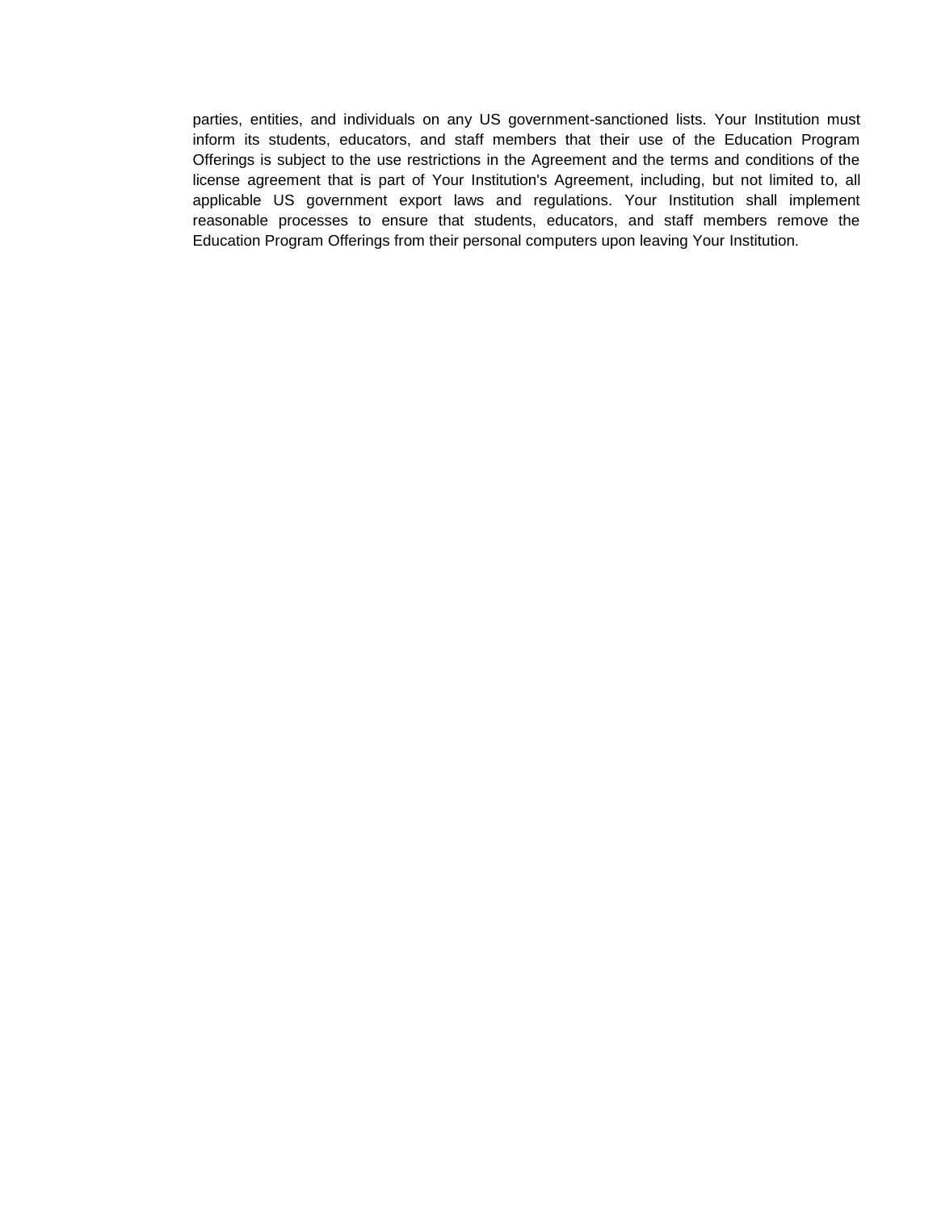parties, entities, and individuals on any US government-sanctioned lists. Your Institution must inform its students, educators, and staff members that their use of the Education Program Offerings is subject to the use restrictions in the Agreement and the terms and conditions of the license agreement that is part of Your Institution's Agreement, including, but not limited to, all applicable US government export laws and regulations. Your Institution shall implement reasonable processes to ensure that students, educators, and staff members remove the Education Program Offerings from their personal computers upon leaving Your Institution.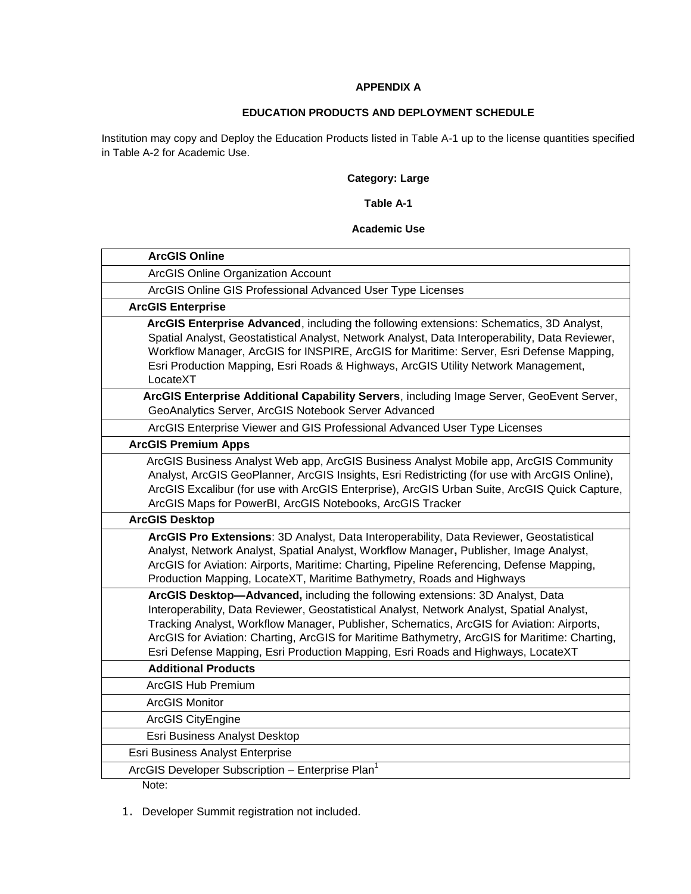**APPENDIX A**

**EDUCATION PRODUCTS AND DEPLOYMENT SCHEDULE**

Institution may copy and Deploy the Education Products listed in Table A-1 up to the license quantities specified in Table A-2 for Academic Use.

**Category: Large**

**Table A-1**

**Academic Use**

| |
|---|
| **ArcGIS Online** |
| ArcGIS Online Organization Account |
| ArcGIS Online GIS Professional Advanced User Type Licenses |
| **ArcGIS Enterprise** |
| **ArcGIS Enterprise Advanced**, including the following extensions: Schematics, 3D Analyst, Spatial Analyst, Geostatistical Analyst, Network Analyst, Data Interoperability, Data Reviewer, Workflow Manager, ArcGIS for INSPIRE, ArcGIS for Maritime: Server, Esri Defense Mapping, Esri Production Mapping, Esri Roads & Highways, ArcGIS Utility Network Management, LocateXT |
| **ArcGIS Enterprise Additional Capability Servers**, including Image Server, GeoEvent Server, GeoAnalytics Server, ArcGIS Notebook Server Advanced |
| ArcGIS Enterprise Viewer and GIS Professional Advanced User Type Licenses |
| **ArcGIS Premium Apps** |
| ArcGIS Business Analyst Web app, ArcGIS Business Analyst Mobile app, ArcGIS Community Analyst, ArcGIS GeoPlanner, ArcGIS Insights, Esri Redistricting (for use with ArcGIS Online), ArcGIS Excalibur (for use with ArcGIS Enterprise), ArcGIS Urban Suite, ArcGIS Quick Capture, ArcGIS Maps for PowerBI, ArcGIS Notebooks, ArcGIS Tracker |
| **ArcGIS Desktop** |
| **ArcGIS Pro Extensions**: 3D Analyst, Data Interoperability, Data Reviewer, Geostatistical Analyst, Network Analyst, Spatial Analyst, Workflow Manager**,** Publisher, Image Analyst, ArcGIS for Aviation: Airports, Maritime: Charting, Pipeline Referencing, Defense Mapping, Production Mapping, LocateXT, Maritime Bathymetry, Roads and Highways |
| **ArcGIS Desktop—Advanced,** including the following extensions: 3D Analyst, Data Interoperability, Data Reviewer, Geostatistical Analyst, Network Analyst, Spatial Analyst, Tracking Analyst, Workflow Manager, Publisher, Schematics, ArcGIS for Aviation: Airports, ArcGIS for Aviation: Charting, ArcGIS for Maritime Bathymetry, ArcGIS for Maritime: Charting, Esri Defense Mapping, Esri Production Mapping, Esri Roads and Highways, LocateXT |
| **Additional Products** |
| ArcGIS Hub Premium |
| ArcGIS Monitor |
| ArcGIS CityEngine |
| Esri Business Analyst Desktop |
| Esri Business Analyst Enterprise |
| ArcGIS Developer Subscription – Enterprise Plan[1] |

Note:

1. Developer Summit registration not included.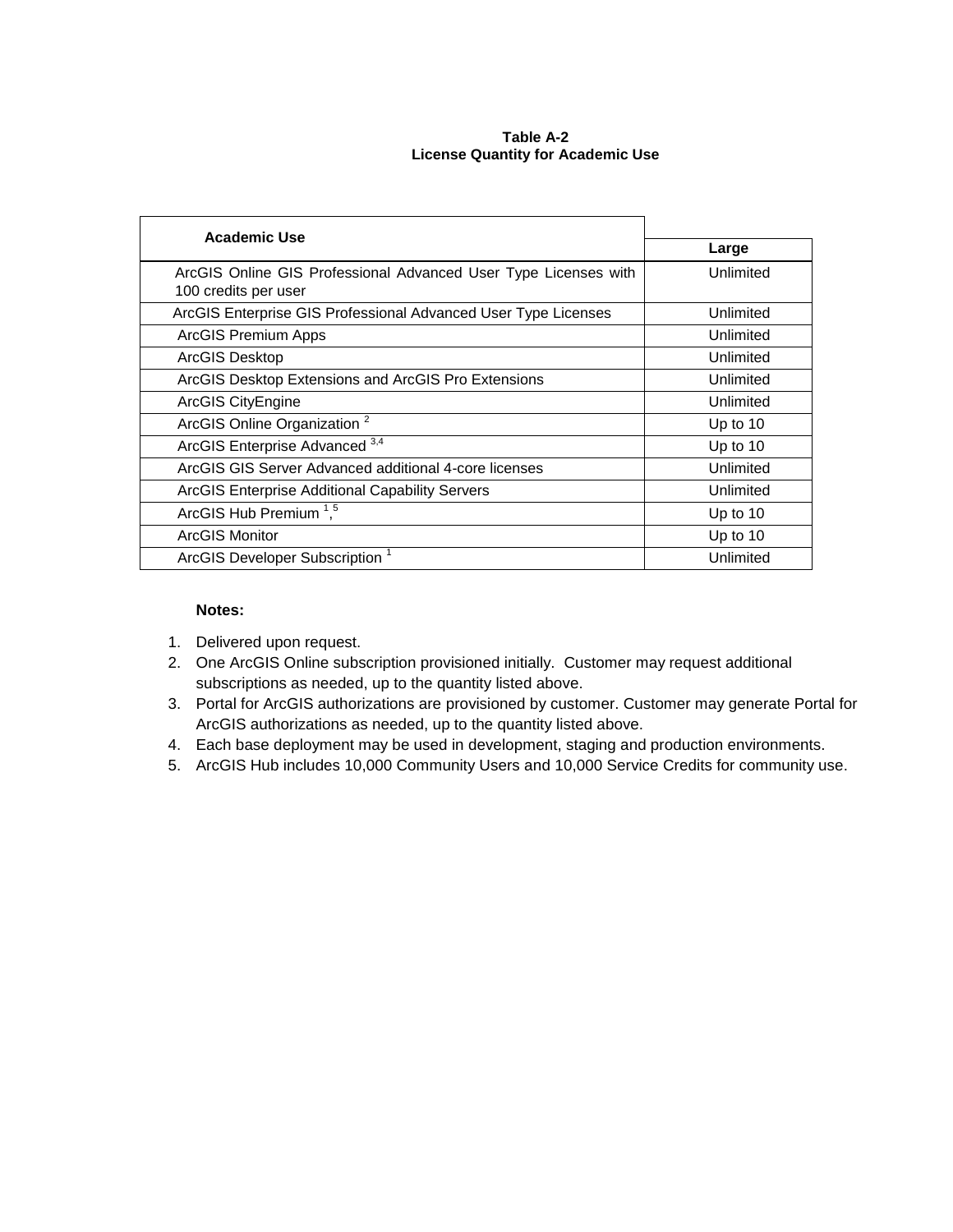**Table A-2**
**License Quantity for Academic Use**

| Academic Use | Large |
|---|---|
| ArcGIS Online GIS Professional Advanced User Type Licenses with 100 credits per user | Unlimited |
| ArcGIS Enterprise GIS Professional Advanced User Type Licenses | Unlimited |
| ArcGIS Premium Apps | Unlimited |
| ArcGIS Desktop | Unlimited |
| ArcGIS Desktop Extensions and ArcGIS Pro Extensions | Unlimited |
| ArcGIS CityEngine | Unlimited |
| ArcGIS Online Organization [2] | Up to 10 |
| ArcGIS Enterprise Advanced [3,4] | Up to 10 |
| ArcGIS GIS Server Advanced additional 4-core licenses | Unlimited |
| ArcGIS Enterprise Additional Capability Servers | Unlimited |
| ArcGIS Hub Premium [1,5] | Up to 10 |
| ArcGIS Monitor | Up to 10 |
| ArcGIS Developer Subscription [1] | Unlimited |

**Notes:**

1. Delivered upon request.
2. One ArcGIS Online subscription provisioned initially. Customer may request additional subscriptions as needed, up to the quantity listed above.
3. Portal for ArcGIS authorizations are provisioned by customer. Customer may generate Portal for ArcGIS authorizations as needed, up to the quantity listed above.
4. Each base deployment may be used in development, staging and production environments.
5. ArcGIS Hub includes 10,000 Community Users and 10,000 Service Credits for community use.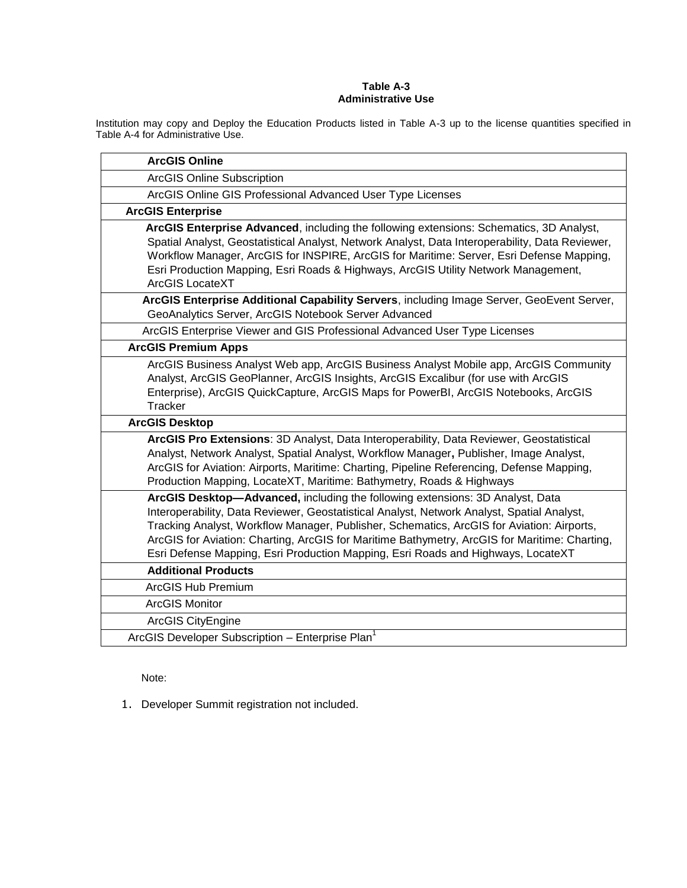**Table A-3**
**Administrative Use**

Institution may copy and Deploy the Education Products listed in Table A-3 up to the license quantities specified in Table A-4 for Administrative Use.

| **ArcGIS Online** |
|---|
| ArcGIS Online Subscription |
| ArcGIS Online GIS Professional Advanced User Type Licenses |
| **ArcGIS Enterprise** |
| **ArcGIS Enterprise Advanced**, including the following extensions: Schematics, 3D Analyst, Spatial Analyst, Geostatistical Analyst, Network Analyst, Data Interoperability, Data Reviewer, Workflow Manager, ArcGIS for INSPIRE, ArcGIS for Maritime: Server, Esri Defense Mapping, Esri Production Mapping, Esri Roads & Highways, ArcGIS Utility Network Management, ArcGIS LocateXT |
| **ArcGIS Enterprise Additional Capability Servers**, including Image Server, GeoEvent Server, GeoAnalytics Server, ArcGIS Notebook Server Advanced |
| ArcGIS Enterprise Viewer and GIS Professional Advanced User Type Licenses |
| **ArcGIS Premium Apps** |
| ArcGIS Business Analyst Web app, ArcGIS Business Analyst Mobile app, ArcGIS Community Analyst, ArcGIS GeoPlanner, ArcGIS Insights, ArcGIS Excalibur (for use with ArcGIS Enterprise), ArcGIS QuickCapture, ArcGIS Maps for PowerBI, ArcGIS Notebooks, ArcGIS Tracker |
| **ArcGIS Desktop** |
| **ArcGIS Pro Extensions**: 3D Analyst, Data Interoperability, Data Reviewer, Geostatistical Analyst, Network Analyst, Spatial Analyst, Workflow Manager**,** Publisher, Image Analyst, ArcGIS for Aviation: Airports, Maritime: Charting, Pipeline Referencing, Defense Mapping, Production Mapping, LocateXT, Maritime: Bathymetry, Roads & Highways |
| **ArcGIS Desktop—Advanced,** including the following extensions: 3D Analyst, Data Interoperability, Data Reviewer, Geostatistical Analyst, Network Analyst, Spatial Analyst, Tracking Analyst, Workflow Manager, Publisher, Schematics, ArcGIS for Aviation: Airports, ArcGIS for Aviation: Charting, ArcGIS for Maritime Bathymetry, ArcGIS for Maritime: Charting, Esri Defense Mapping, Esri Production Mapping, Esri Roads and Highways, LocateXT |
| **Additional Products** |
| ArcGIS Hub Premium |
| ArcGIS Monitor |
| ArcGIS CityEngine |
| ArcGIS Developer Subscription – Enterprise Plan[1] |

Note:

1. Developer Summit registration not included.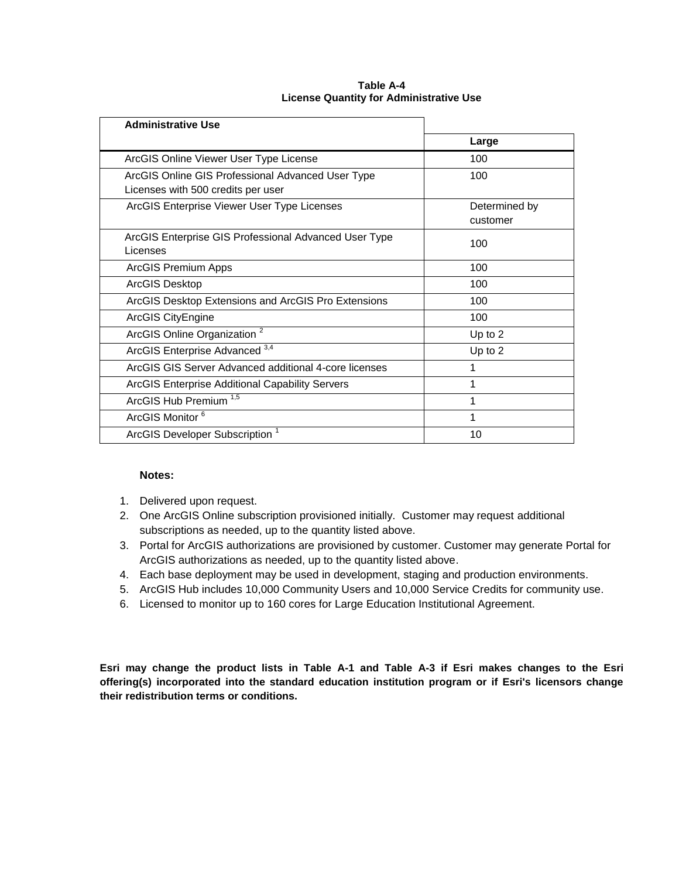**Table A-4**
**License Quantity for Administrative Use**

| Administrative Use | |
|---|---|
| | **Large** |
| ArcGIS Online Viewer User Type License | 100 |
| ArcGIS Online GIS Professional Advanced User Type Licenses with 500 credits per user | 100 |
| ArcGIS Enterprise Viewer User Type Licenses | Determined by customer |
| ArcGIS Enterprise GIS Professional Advanced User Type Licenses | 100 |
| ArcGIS Premium Apps | 100 |
| ArcGIS Desktop | 100 |
| ArcGIS Desktop Extensions and ArcGIS Pro Extensions | 100 |
| ArcGIS CityEngine | 100 |
| ArcGIS Online Organization [2] | Up to 2 |
| ArcGIS Enterprise Advanced [3,4] | Up to 2 |
| ArcGIS GIS Server Advanced additional 4-core licenses | 1 |
| ArcGIS Enterprise Additional Capability Servers | 1 |
| ArcGIS Hub Premium [1,5] | 1 |
| ArcGIS Monitor [6] | 1 |
| ArcGIS Developer Subscription [1] | 10 |

**Notes:**

1. Delivered upon request.
2. One ArcGIS Online subscription provisioned initially. Customer may request additional subscriptions as needed, up to the quantity listed above.
3. Portal for ArcGIS authorizations are provisioned by customer. Customer may generate Portal for ArcGIS authorizations as needed, up to the quantity listed above.
4. Each base deployment may be used in development, staging and production environments.
5. ArcGIS Hub includes 10,000 Community Users and 10,000 Service Credits for community use.
6. Licensed to monitor up to 160 cores for Large Education Institutional Agreement.

**Esri may change the product lists in Table A-1 and Table A-3 if Esri makes changes to the Esri offering(s) incorporated into the standard education institution program or if Esri's licensors change their redistribution terms or conditions.**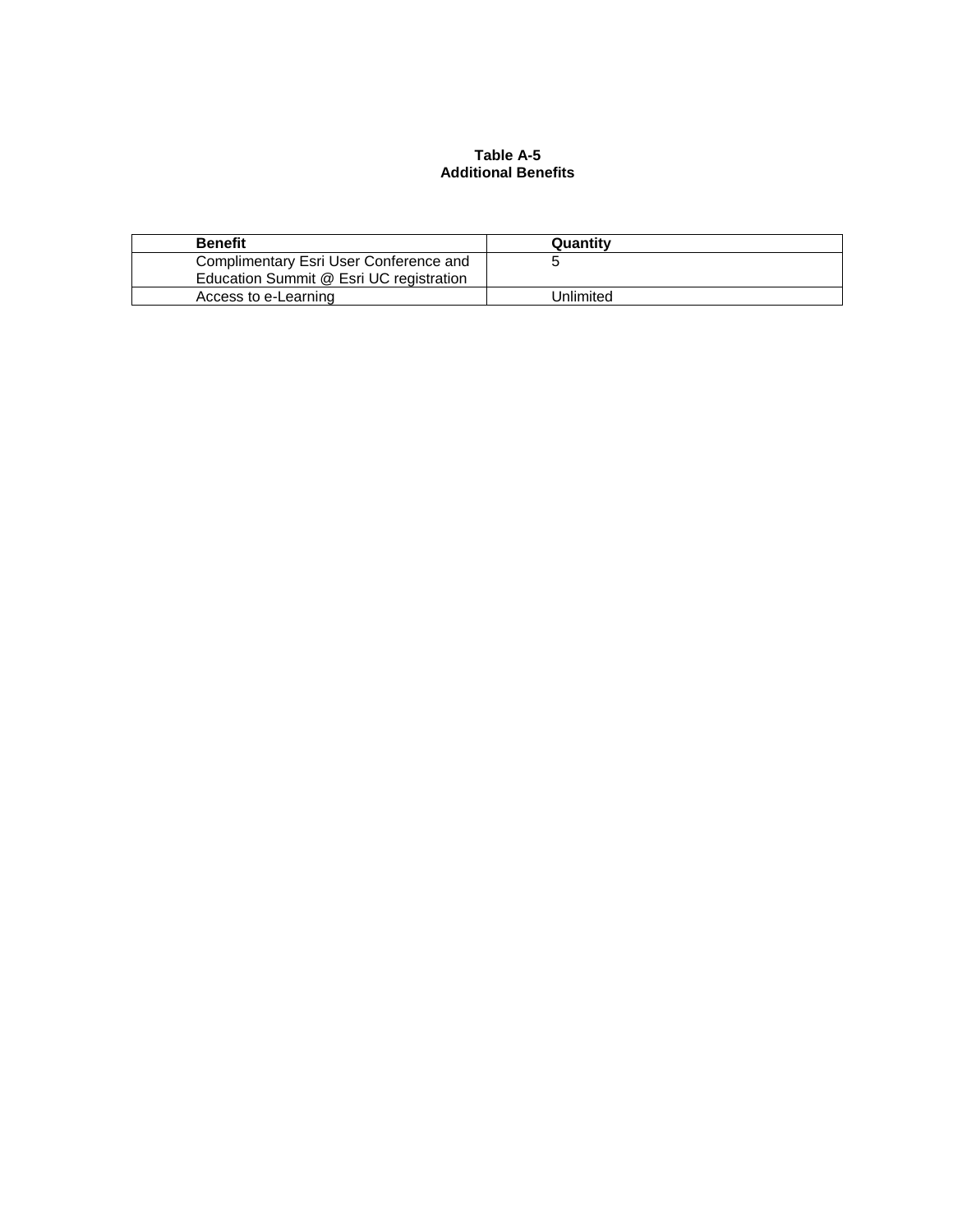**Table A-5**
**Additional Benefits**

| Benefit | Quantity |
|---|---|
| Complimentary Esri User Conference and Education Summit @ Esri UC registration | 5 |
| Access to e-Learning | Unlimited |